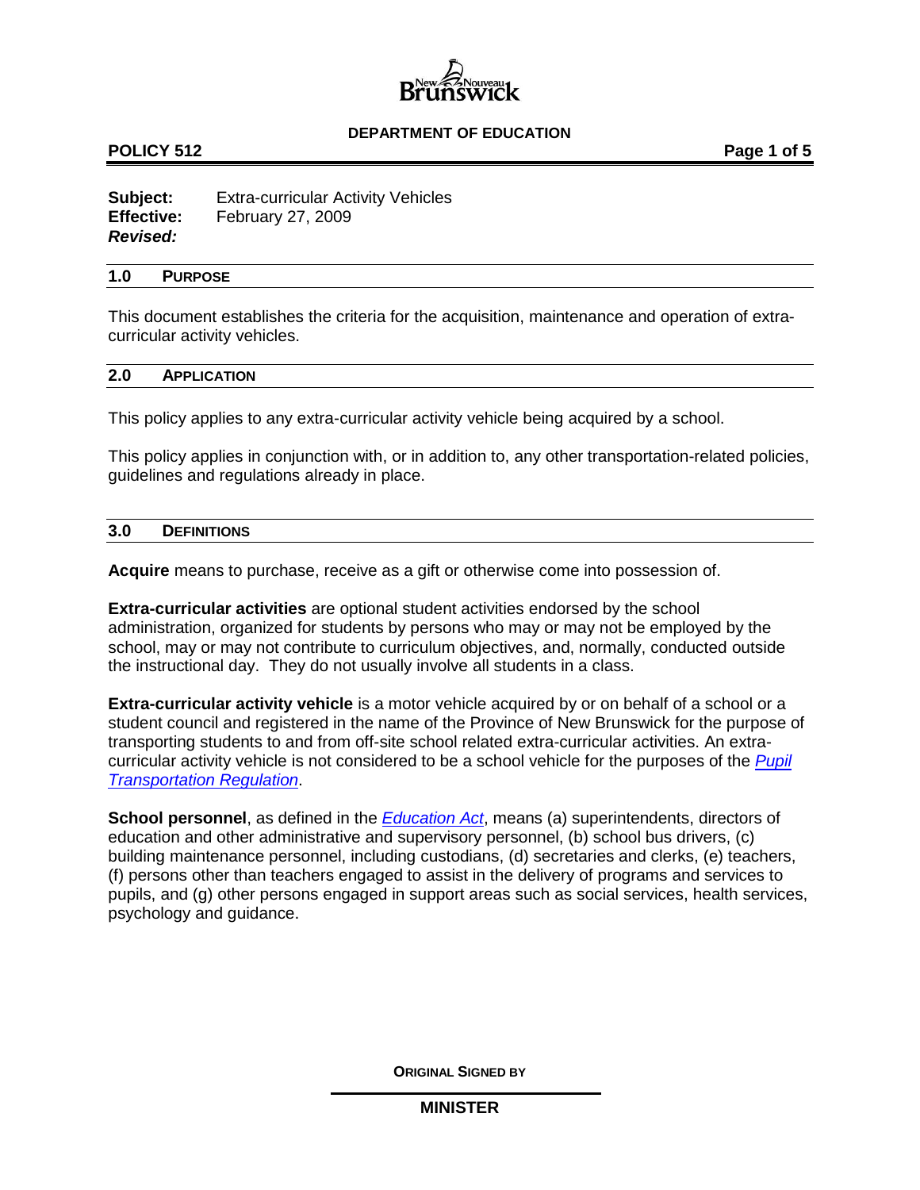**DEPARTMENT OF EDUCATION**

**POLICY 512**

**Subject:** Extra-curricular Activity Vehicles
**Effective:** February 27, 2009
***Revised:***

## 1.0 PURPOSE

This document establishes the criteria for the acquisition, maintenance and operation of extra-curricular activity vehicles.

## 2.0 APPLICATION

This policy applies to any extra-curricular activity vehicle being acquired by a school.

This policy applies in conjunction with, or in addition to, any other transportation-related policies, guidelines and regulations already in place.

## 3.0 DEFINITIONS

**Acquire** means to purchase, receive as a gift or otherwise come into possession of.

**Extra-curricular activities** are optional student activities endorsed by the school administration, organized for students by persons who may or may not be employed by the school, may or may not contribute to curriculum objectives, and, normally, conducted outside the instructional day. They do not usually involve all students in a class.

**Extra-curricular activity vehicle** is a motor vehicle acquired by or on behalf of a school or a student council and registered in the name of the Province of New Brunswick for the purpose of transporting students to and from off-site school related extra-curricular activities. An extra-curricular activity vehicle is not considered to be a school vehicle for the purposes of the *Pupil Transportation Regulation*.

**School personnel**, as defined in the *Education Act*, means (a) superintendents, directors of education and other administrative and supervisory personnel, (b) school bus drivers, (c) building maintenance personnel, including custodians, (d) secretaries and clerks, (e) teachers, (f) persons other than teachers engaged to assist in the delivery of programs and services to pupils, and (g) other persons engaged in support areas such as social services, health services, psychology and guidance.

**ORIGINAL SIGNED BY**

**MINISTER**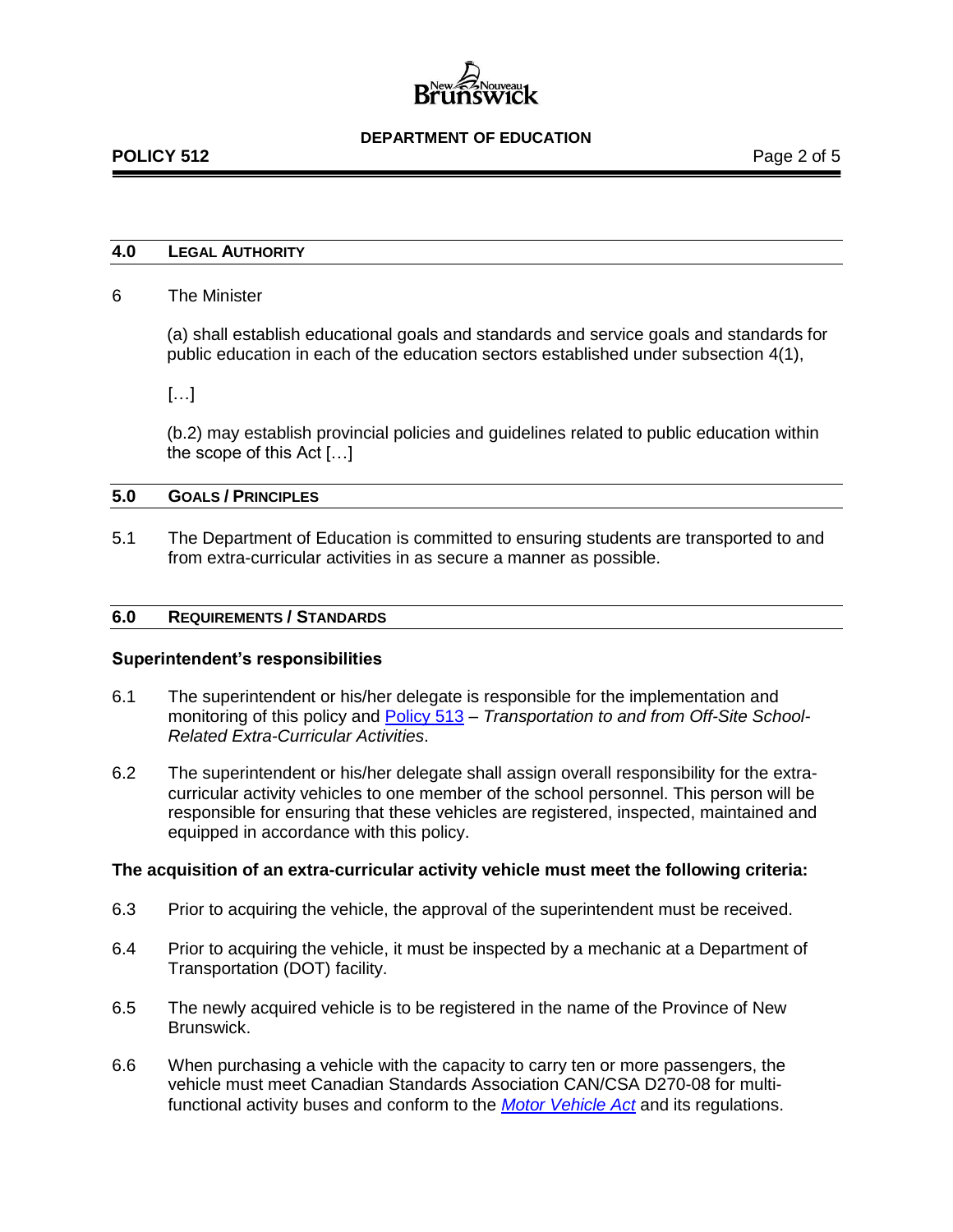## 4.0 LEGAL AUTHORITY

6 The Minister

(a) shall establish educational goals and standards and service goals and standards for public education in each of the education sectors established under subsection 4(1),

[…]

(b.2) may establish provincial policies and guidelines related to public education within the scope of this Act […]

## 5.0 GOALS / PRINCIPLES

5.1 The Department of Education is committed to ensuring students are transported to and from extra-curricular activities in as secure a manner as possible.

## 6.0 REQUIREMENTS / STANDARDS

**Superintendent's responsibilities**

6.1 The superintendent or his/her delegate is responsible for the implementation and monitoring of this policy and Policy 513 – *Transportation to and from Off-Site School-Related Extra-Curricular Activities*.

6.2 The superintendent or his/her delegate shall assign overall responsibility for the extra-curricular activity vehicles to one member of the school personnel. This person will be responsible for ensuring that these vehicles are registered, inspected, maintained and equipped in accordance with this policy.

**The acquisition of an extra-curricular activity vehicle must meet the following criteria:**

6.3 Prior to acquiring the vehicle, the approval of the superintendent must be received.

6.4 Prior to acquiring the vehicle, it must be inspected by a mechanic at a Department of Transportation (DOT) facility.

6.5 The newly acquired vehicle is to be registered in the name of the Province of New Brunswick.

6.6 When purchasing a vehicle with the capacity to carry ten or more passengers, the vehicle must meet Canadian Standards Association CAN/CSA D270-08 for multi-functional activity buses and conform to the *Motor Vehicle Act* and its regulations.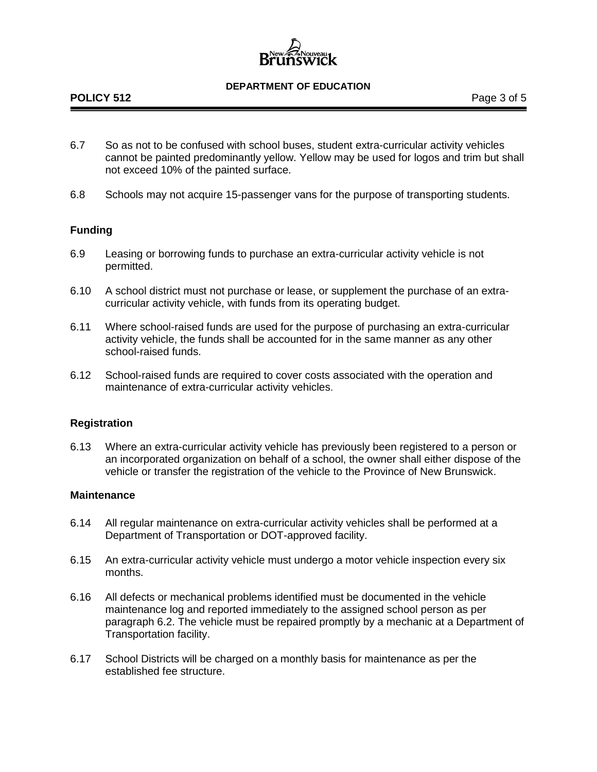6.7 So as not to be confused with school buses, student extra-curricular activity vehicles cannot be painted predominantly yellow. Yellow may be used for logos and trim but shall not exceed 10% of the painted surface.

6.8 Schools may not acquire 15-passenger vans for the purpose of transporting students.

### Funding

6.9 Leasing or borrowing funds to purchase an extra-curricular activity vehicle is not permitted.

6.10 A school district must not purchase or lease, or supplement the purchase of an extra-curricular activity vehicle, with funds from its operating budget.

6.11 Where school-raised funds are used for the purpose of purchasing an extra-curricular activity vehicle, the funds shall be accounted for in the same manner as any other school-raised funds.

6.12 School-raised funds are required to cover costs associated with the operation and maintenance of extra-curricular activity vehicles.

### Registration

6.13 Where an extra-curricular activity vehicle has previously been registered to a person or an incorporated organization on behalf of a school, the owner shall either dispose of the vehicle or transfer the registration of the vehicle to the Province of New Brunswick.

### Maintenance

6.14 All regular maintenance on extra-curricular activity vehicles shall be performed at a Department of Transportation or DOT-approved facility.

6.15 An extra-curricular activity vehicle must undergo a motor vehicle inspection every six months.

6.16 All defects or mechanical problems identified must be documented in the vehicle maintenance log and reported immediately to the assigned school person as per paragraph 6.2. The vehicle must be repaired promptly by a mechanic at a Department of Transportation facility.

6.17 School Districts will be charged on a monthly basis for maintenance as per the established fee structure.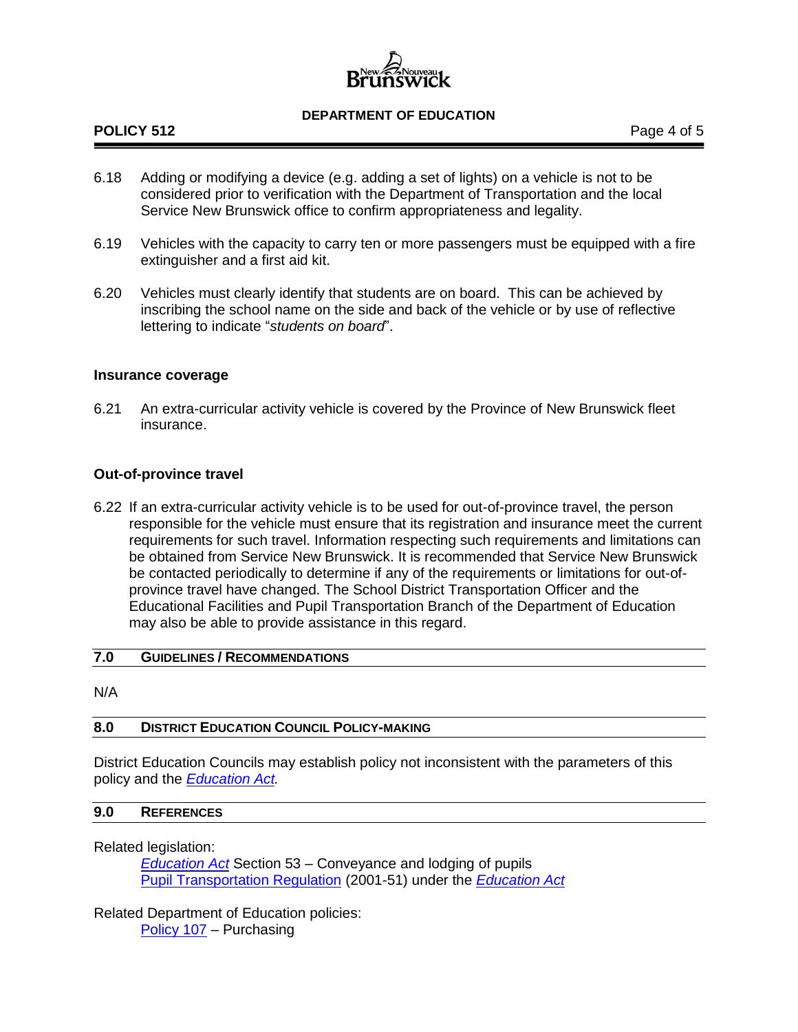6.18 Adding or modifying a device (e.g. adding a set of lights) on a vehicle is not to be considered prior to verification with the Department of Transportation and the local Service New Brunswick office to confirm appropriateness and legality.

6.19 Vehicles with the capacity to carry ten or more passengers must be equipped with a fire extinguisher and a first aid kit.

6.20 Vehicles must clearly identify that students are on board. This can be achieved by inscribing the school name on the side and back of the vehicle or by use of reflective lettering to indicate "*students on board*".

**Insurance coverage**

6.21 An extra-curricular activity vehicle is covered by the Province of New Brunswick fleet insurance.

**Out-of-province travel**

6.22 If an extra-curricular activity vehicle is to be used for out-of-province travel, the person responsible for the vehicle must ensure that its registration and insurance meet the current requirements for such travel. Information respecting such requirements and limitations can be obtained from Service New Brunswick. It is recommended that Service New Brunswick be contacted periodically to determine if any of the requirements or limitations for out-of-province travel have changed. The School District Transportation Officer and the Educational Facilities and Pupil Transportation Branch of the Department of Education may also be able to provide assistance in this regard.

## 7.0 GUIDELINES / RECOMMENDATIONS

N/A

## 8.0 DISTRICT EDUCATION COUNCIL POLICY-MAKING

District Education Councils may establish policy not inconsistent with the parameters of this policy and the *Education Act.*

## 9.0 REFERENCES

Related legislation:

- *Education Act* Section 53 – Conveyance and lodging of pupils
- Pupil Transportation Regulation (2001-51) under the *Education Act*

Related Department of Education policies:

- Policy 107 – Purchasing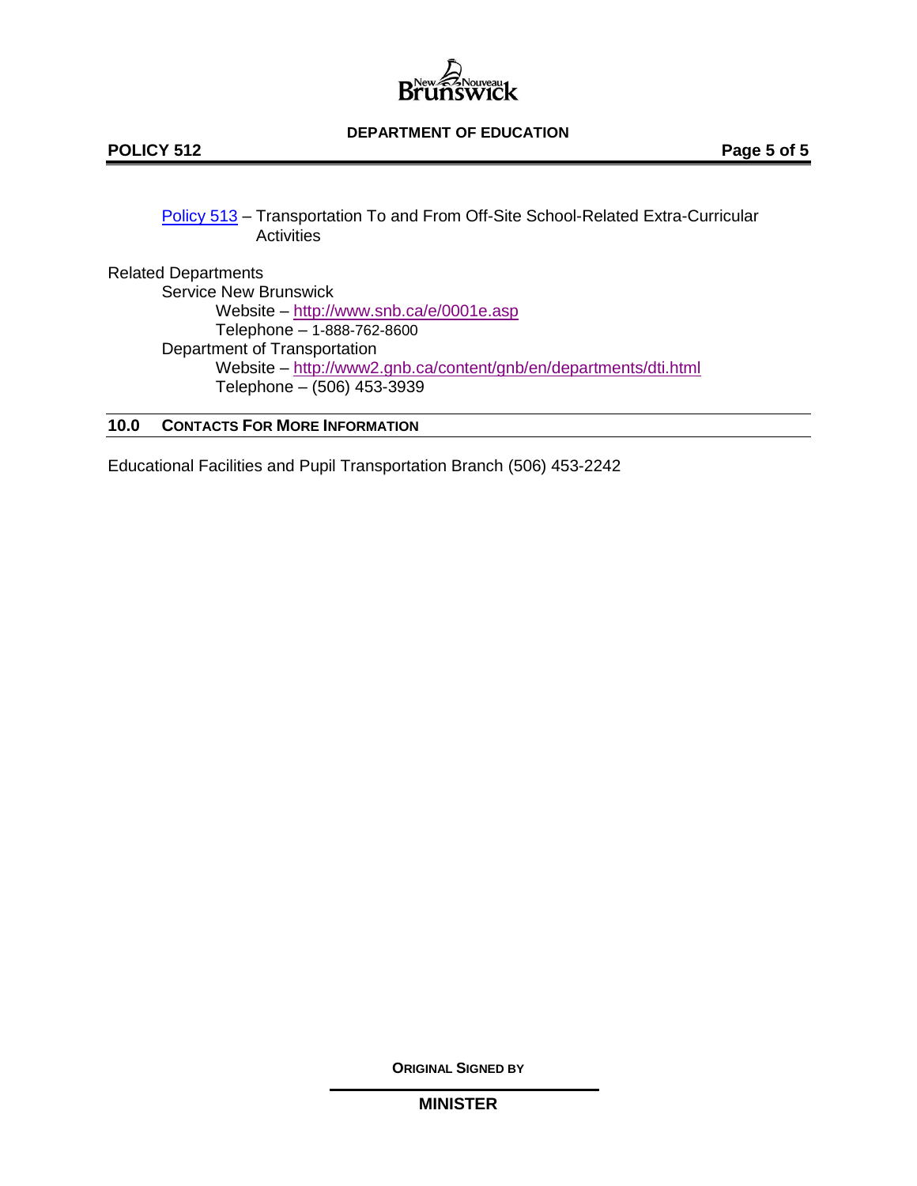Policy 513 – Transportation To and From Off-Site School-Related Extra-Curricular Activities

Related Departments

Service New Brunswick

Website – http://www.snb.ca/e/0001e.asp

Telephone – 1-888-762-8600

Department of Transportation

Website – http://www2.gnb.ca/content/gnb/en/departments/dti.html

Telephone – (506) 453-3939

## 10.0 CONTACTS FOR MORE INFORMATION

Educational Facilities and Pupil Transportation Branch (506) 453-2242

ORIGINAL SIGNED BY

**MINISTER**